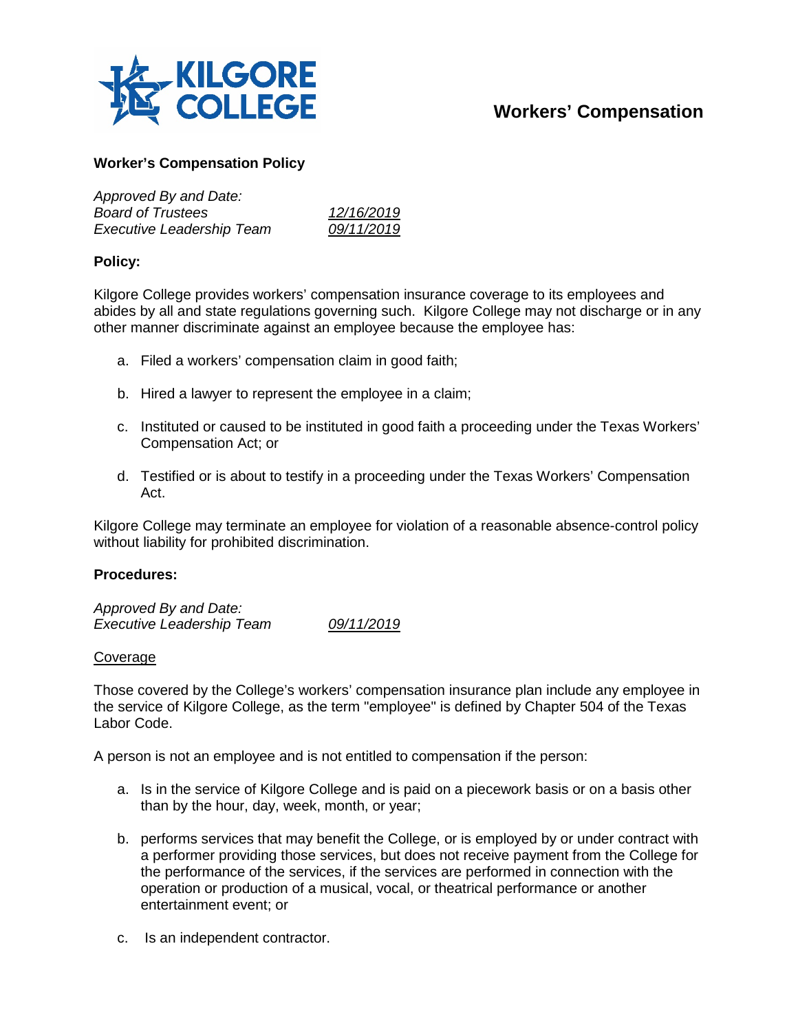# Workers' Compensation

## Worker's Compensation Policy

*Approved By and Date:*
*Board of Trustees* *12/16/2019*
*Executive Leadership Team* *09/11/2019*

### Policy:

Kilgore College provides workers' compensation insurance coverage to its employees and abides by all and state regulations governing such. Kilgore College may not discharge or in any other manner discriminate against an employee because the employee has:

a. Filed a workers' compensation claim in good faith;

b. Hired a lawyer to represent the employee in a claim;

c. Instituted or caused to be instituted in good faith a proceeding under the Texas Workers' Compensation Act; or

d. Testified or is about to testify in a proceeding under the Texas Workers' Compensation Act.

Kilgore College may terminate an employee for violation of a reasonable absence-control policy without liability for prohibited discrimination.

### Procedures:

*Approved By and Date:*
*Executive Leadership Team* *09/11/2019*

Coverage

Those covered by the College's workers' compensation insurance plan include any employee in the service of Kilgore College, as the term "employee" is defined by Chapter 504 of the Texas Labor Code.

A person is not an employee and is not entitled to compensation if the person:

a. Is in the service of Kilgore College and is paid on a piecework basis or on a basis other than by the hour, day, week, month, or year;

b. performs services that may benefit the College, or is employed by or under contract with a performer providing those services, but does not receive payment from the College for the performance of the services, if the services are performed in connection with the operation or production of a musical, vocal, or theatrical performance or another entertainment event; or

c. Is an independent contractor.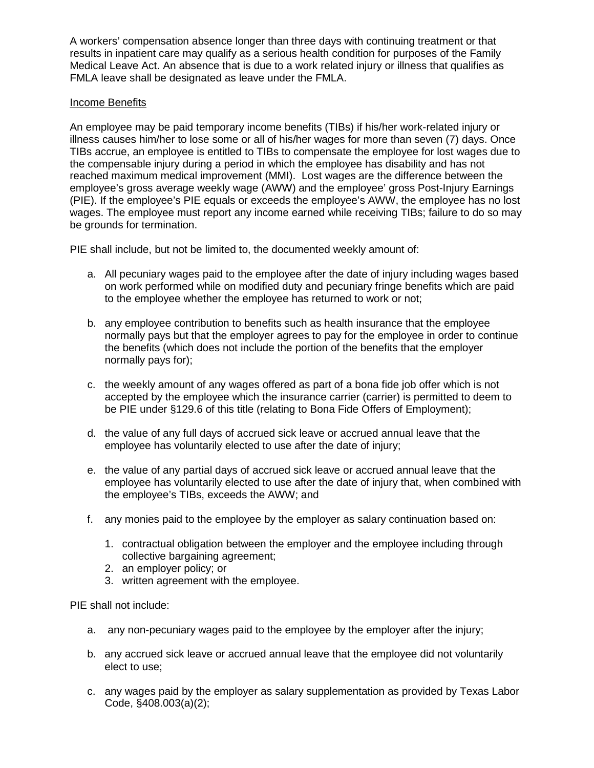A workers' compensation absence longer than three days with continuing treatment or that results in inpatient care may qualify as a serious health condition for purposes of the Family Medical Leave Act. An absence that is due to a work related injury or illness that qualifies as FMLA leave shall be designated as leave under the FMLA.

Income Benefits

An employee may be paid temporary income benefits (TIBs) if his/her work-related injury or illness causes him/her to lose some or all of his/her wages for more than seven (7) days. Once TIBs accrue, an employee is entitled to TIBs to compensate the employee for lost wages due to the compensable injury during a period in which the employee has disability and has not reached maximum medical improvement (MMI). Lost wages are the difference between the employee's gross average weekly wage (AWW) and the employee' gross Post-Injury Earnings (PIE). If the employee's PIE equals or exceeds the employee's AWW, the employee has no lost wages. The employee must report any income earned while receiving TIBs; failure to do so may be grounds for termination.

PIE shall include, but not be limited to, the documented weekly amount of:

a. All pecuniary wages paid to the employee after the date of injury including wages based on work performed while on modified duty and pecuniary fringe benefits which are paid to the employee whether the employee has returned to work or not;

b. any employee contribution to benefits such as health insurance that the employee normally pays but that the employer agrees to pay for the employee in order to continue the benefits (which does not include the portion of the benefits that the employer normally pays for);

c. the weekly amount of any wages offered as part of a bona fide job offer which is not accepted by the employee which the insurance carrier (carrier) is permitted to deem to be PIE under §129.6 of this title (relating to Bona Fide Offers of Employment);

d. the value of any full days of accrued sick leave or accrued annual leave that the employee has voluntarily elected to use after the date of injury;

e. the value of any partial days of accrued sick leave or accrued annual leave that the employee has voluntarily elected to use after the date of injury that, when combined with the employee's TIBs, exceeds the AWW; and

f. any monies paid to the employee by the employer as salary continuation based on:

   1. contractual obligation between the employer and the employee including through collective bargaining agreement;
   2. an employer policy; or
   3. written agreement with the employee.

PIE shall not include:

a. any non-pecuniary wages paid to the employee by the employer after the injury;

b. any accrued sick leave or accrued annual leave that the employee did not voluntarily elect to use;

c. any wages paid by the employer as salary supplementation as provided by Texas Labor Code, §408.003(a)(2);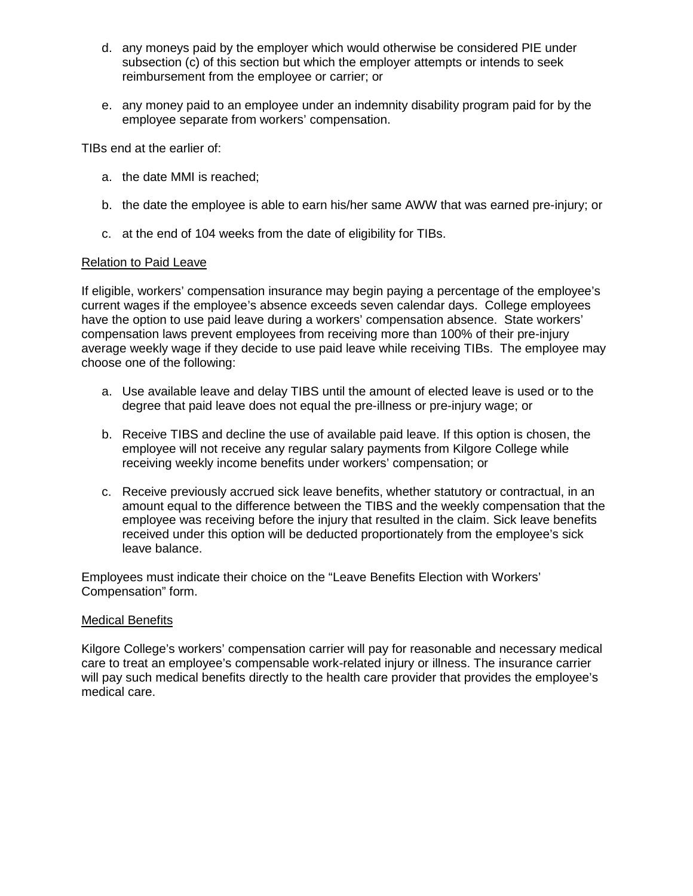d. any moneys paid by the employer which would otherwise be considered PIE under subsection (c) of this section but which the employer attempts or intends to seek reimbursement from the employee or carrier; or

e. any money paid to an employee under an indemnity disability program paid for by the employee separate from workers' compensation.

TIBs end at the earlier of:

a. the date MMI is reached;

b. the date the employee is able to earn his/her same AWW that was earned pre-injury; or

c. at the end of 104 weeks from the date of eligibility for TIBs.

<u>Relation to Paid Leave</u>

If eligible, workers' compensation insurance may begin paying a percentage of the employee's current wages if the employee's absence exceeds seven calendar days. College employees have the option to use paid leave during a workers' compensation absence. State workers' compensation laws prevent employees from receiving more than 100% of their pre-injury average weekly wage if they decide to use paid leave while receiving TIBs. The employee may choose one of the following:

a. Use available leave and delay TIBS until the amount of elected leave is used or to the degree that paid leave does not equal the pre-illness or pre-injury wage; or

b. Receive TIBS and decline the use of available paid leave. If this option is chosen, the employee will not receive any regular salary payments from Kilgore College while receiving weekly income benefits under workers' compensation; or

c. Receive previously accrued sick leave benefits, whether statutory or contractual, in an amount equal to the difference between the TIBS and the weekly compensation that the employee was receiving before the injury that resulted in the claim. Sick leave benefits received under this option will be deducted proportionately from the employee's sick leave balance.

Employees must indicate their choice on the "Leave Benefits Election with Workers' Compensation" form.

<u>Medical Benefits</u>

Kilgore College's workers' compensation carrier will pay for reasonable and necessary medical care to treat an employee's compensable work-related injury or illness. The insurance carrier will pay such medical benefits directly to the health care provider that provides the employee's medical care.